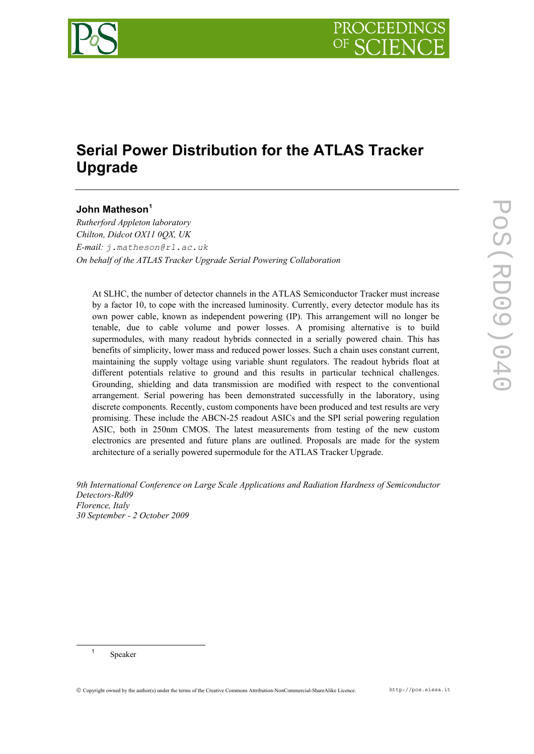# Serial Power Distribution for the ATLAS Tracker Upgrade

**John Matheson**[1]

*Rutherford Appleton laboratory*
*Chilton, Didcot OX11 0QX, UK*
*E-mail:* j.matheson@rl.ac.uk
*On behalf of the ATLAS Tracker Upgrade Serial Powering Collaboration*

At SLHC, the number of detector channels in the ATLAS Semiconductor Tracker must increase by a factor 10, to cope with the increased luminosity. Currently, every detector module has its own power cable, known as independent powering (IP). This arrangement will no longer be tenable, due to cable volume and power losses. A promising alternative is to build supermodules, with many readout hybrids connected in a serially powered chain. This has benefits of simplicity, lower mass and reduced power losses. Such a chain uses constant current, maintaining the supply voltage using variable shunt regulators. The readout hybrids float at different potentials relative to ground and this results in particular technical challenges. Grounding, shielding and data transmission are modified with respect to the conventional arrangement. Serial powering has been demonstrated successfully in the laboratory, using discrete components. Recently, custom components have been produced and test results are very promising. These include the ABCN-25 readout ASICs and the SPI serial powering regulation ASIC, both in 250nm CMOS. The latest measurements from testing of the new custom electronics are presented and future plans are outlined. Proposals are made for the system architecture of a serially powered supermodule for the ATLAS Tracker Upgrade.

*9th International Conference on Large Scale Applications and Radiation Hardness of Semiconductor Detectors-Rd09*
*Florence, Italy*
*30 September - 2 October 2009*

[1] Speaker

© Copyright owned by the author(s) under the terms of the Creative Commons Attribution-NonCommercial-ShareAlike Licence. http://pos.sissa.it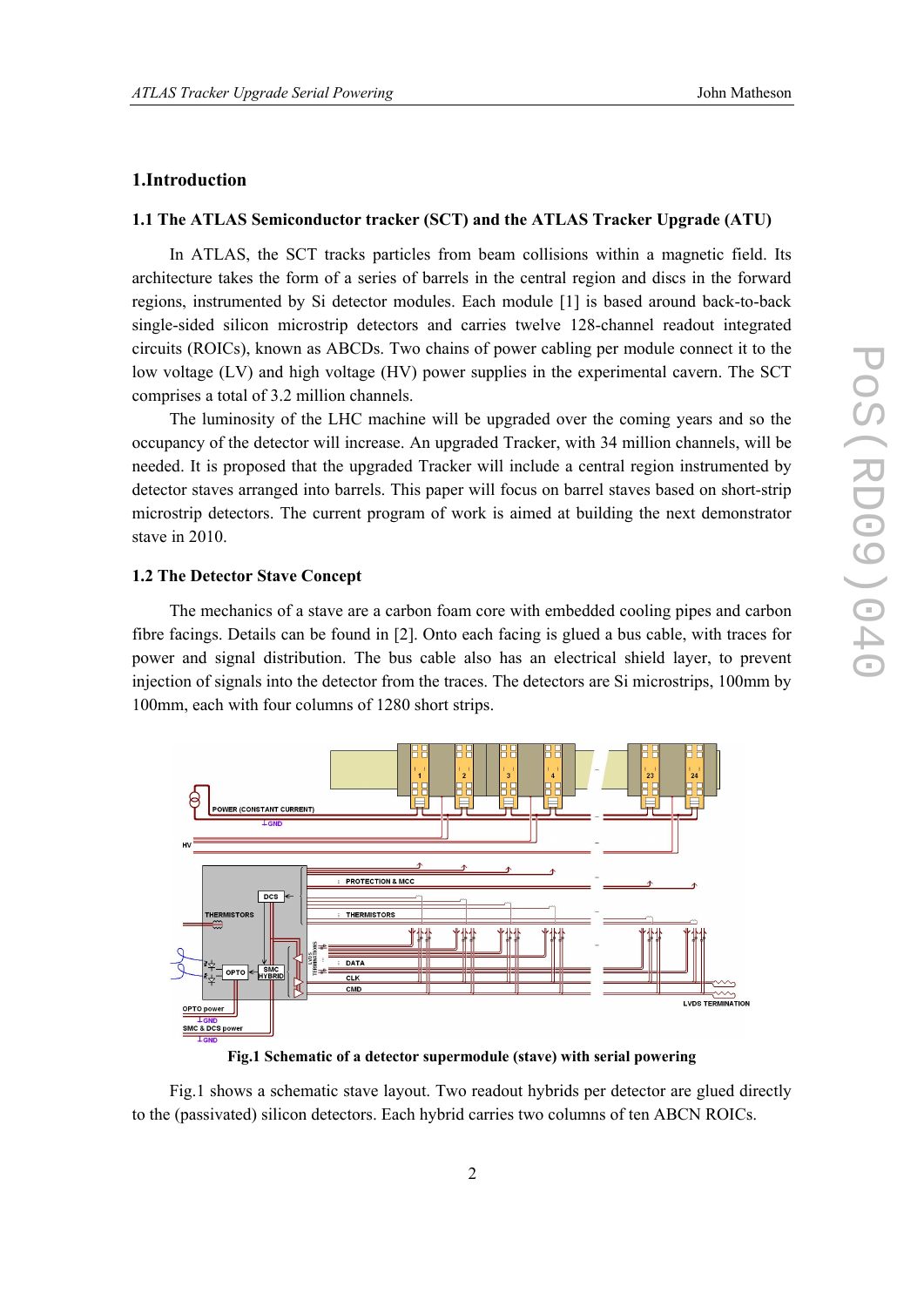## 1.Introduction

### 1.1 The ATLAS Semiconductor tracker (SCT) and the ATLAS Tracker Upgrade (ATU)

In ATLAS, the SCT tracks particles from beam collisions within a magnetic field. Its architecture takes the form of a series of barrels in the central region and discs in the forward regions, instrumented by Si detector modules. Each module [1] is based around back-to-back single-sided silicon microstrip detectors and carries twelve 128-channel readout integrated circuits (ROICs), known as ABCDs. Two chains of power cabling per module connect it to the low voltage (LV) and high voltage (HV) power supplies in the experimental cavern. The SCT comprises a total of 3.2 million channels.

The luminosity of the LHC machine will be upgraded over the coming years and so the occupancy of the detector will increase. An upgraded Tracker, with 34 million channels, will be needed. It is proposed that the upgraded Tracker will include a central region instrumented by detector staves arranged into barrels. This paper will focus on barrel staves based on short-strip microstrip detectors. The current program of work is aimed at building the next demonstrator stave in 2010.

### 1.2 The Detector Stave Concept

The mechanics of a stave are a carbon foam core with embedded cooling pipes and carbon fibre facings. Details can be found in [2]. Onto each facing is glued a bus cable, with traces for power and signal distribution. The bus cable also has an electrical shield layer, to prevent injection of signals into the detector from the traces. The detectors are Si microstrips, 100mm by 100mm, each with four columns of 1280 short strips.

**Fig.1 Schematic of a detector supermodule (stave) with serial powering**

Fig.1 shows a schematic stave layout. Two readout hybrids per detector are glued directly to the (passivated) silicon detectors. Each hybrid carries two columns of ten ABCN ROICs.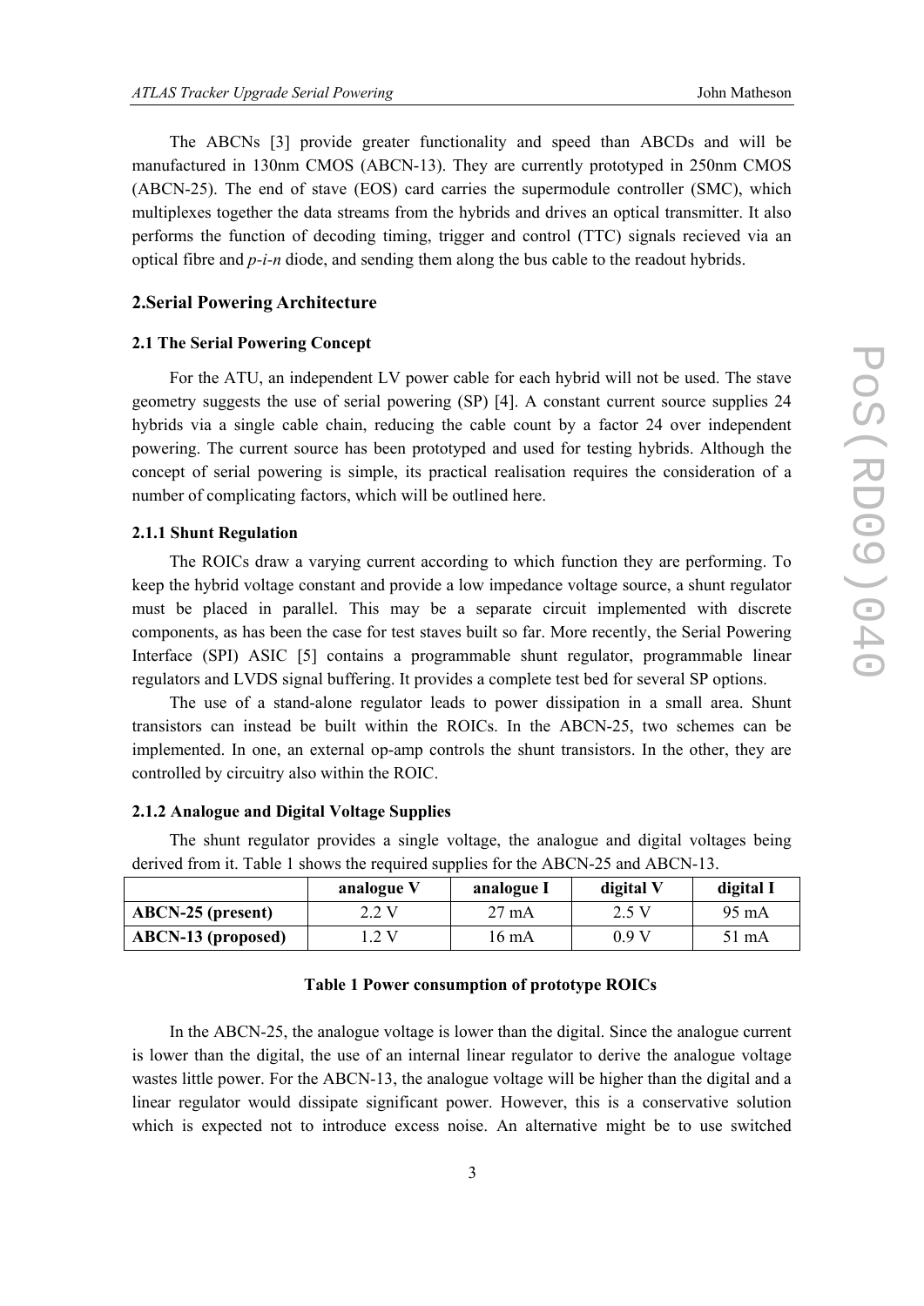The ABCNs [3] provide greater functionality and speed than ABCDs and will be manufactured in 130nm CMOS (ABCN-13). They are currently prototyped in 250nm CMOS (ABCN-25). The end of stave (EOS) card carries the supermodule controller (SMC), which multiplexes together the data streams from the hybrids and drives an optical transmitter. It also performs the function of decoding timing, trigger and control (TTC) signals recieved via an optical fibre and *p-i-n* diode, and sending them along the bus cable to the readout hybrids.

## 2.Serial Powering Architecture

### 2.1 The Serial Powering Concept

For the ATU, an independent LV power cable for each hybrid will not be used. The stave geometry suggests the use of serial powering (SP) [4]. A constant current source supplies 24 hybrids via a single cable chain, reducing the cable count by a factor 24 over independent powering. The current source has been prototyped and used for testing hybrids. Although the concept of serial powering is simple, its practical realisation requires the consideration of a number of complicating factors, which will be outlined here.

#### 2.1.1 Shunt Regulation

The ROICs draw a varying current according to which function they are performing. To keep the hybrid voltage constant and provide a low impedance voltage source, a shunt regulator must be placed in parallel. This may be a separate circuit implemented with discrete components, as has been the case for test staves built so far. More recently, the Serial Powering Interface (SPI) ASIC [5] contains a programmable shunt regulator, programmable linear regulators and LVDS signal buffering. It provides a complete test bed for several SP options.

The use of a stand-alone regulator leads to power dissipation in a small area. Shunt transistors can instead be built within the ROICs. In the ABCN-25, two schemes can be implemented. In one, an external op-amp controls the shunt transistors. In the other, they are controlled by circuitry also within the ROIC.

#### 2.1.2 Analogue and Digital Voltage Supplies

The shunt regulator provides a single voltage, the analogue and digital voltages being derived from it. Table 1 shows the required supplies for the ABCN-25 and ABCN-13.

| | analogue V | analogue I | digital V | digital I |
|---|---|---|---|---|
| **ABCN-25 (present)** | 2.2 V | 27 mA | 2.5 V | 95 mA |
| **ABCN-13 (proposed)** | 1.2 V | 16 mA | 0.9 V | 51 mA |

**Table 1 Power consumption of prototype ROICs**

In the ABCN-25, the analogue voltage is lower than the digital. Since the analogue current is lower than the digital, the use of an internal linear regulator to derive the analogue voltage wastes little power. For the ABCN-13, the analogue voltage will be higher than the digital and a linear regulator would dissipate significant power. However, this is a conservative solution which is expected not to introduce excess noise. An alternative might be to use switched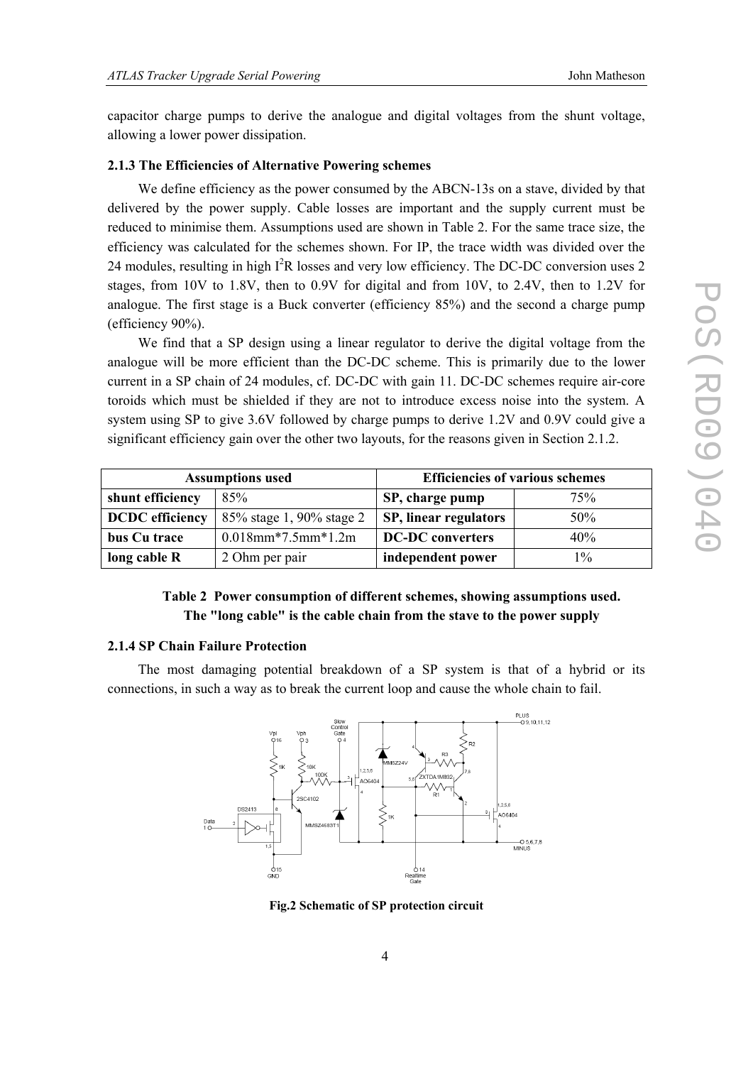capacitor charge pumps to derive the analogue and digital voltages from the shunt voltage, allowing a lower power dissipation.

### 2.1.3 The Efficiencies of Alternative Powering schemes

We define efficiency as the power consumed by the ABCN-13s on a stave, divided by that delivered by the power supply. Cable losses are important and the supply current must be reduced to minimise them. Assumptions used are shown in Table 2. For the same trace size, the efficiency was calculated for the schemes shown. For IP, the trace width was divided over the 24 modules, resulting in high $I^2R$ losses and very low efficiency. The DC-DC conversion uses 2 stages, from 10V to 1.8V, then to 0.9V for digital and from 10V, to 2.4V, then to 1.2V for analogue. The first stage is a Buck converter (efficiency 85%) and the second a charge pump (efficiency 90%).

We find that a SP design using a linear regulator to derive the digital voltage from the analogue will be more efficient than the DC-DC scheme. This is primarily due to the lower current in a SP chain of 24 modules, cf. DC-DC with gain 11. DC-DC schemes require air-core toroids which must be shielded if they are not to introduce excess noise into the system. A system using SP to give 3.6V followed by charge pumps to derive 1.2V and 0.9V could give a significant efficiency gain over the other two layouts, for the reasons given in Section 2.1.2.

| Assumptions used | | Efficiencies of various schemes | |
|---|---|---|---|
| **shunt efficiency** | 85% | **SP, charge pump** | 75% |
| **DCDC efficiency** | 85% stage 1, 90% stage 2 | **SP, linear regulators** | 50% |
| **bus Cu trace** | 0.018mm*7.5mm*1.2m | **DC-DC converters** | 40% |
| **long cable R** | 2 Ohm per pair | **independent power** | 1% |

**Table 2 Power consumption of different schemes, showing assumptions used. The "long cable" is the cable chain from the stave to the power supply**

### 2.1.4 SP Chain Failure Protection

The most damaging potential breakdown of a SP system is that of a hybrid or its connections, in such a way as to break the current loop and cause the whole chain to fail.

**Fig.2 Schematic of SP protection circuit**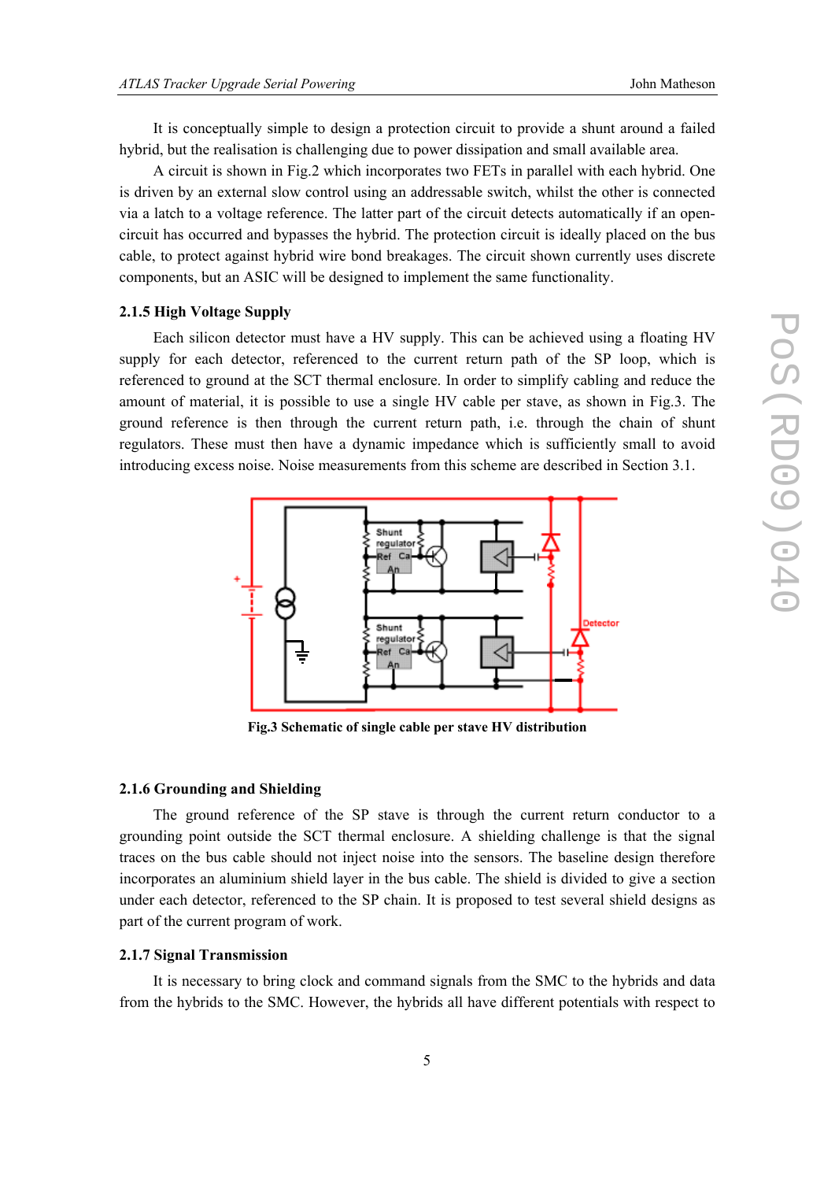It is conceptually simple to design a protection circuit to provide a shunt around a failed hybrid, but the realisation is challenging due to power dissipation and small available area.

A circuit is shown in Fig.2 which incorporates two FETs in parallel with each hybrid. One is driven by an external slow control using an addressable switch, whilst the other is connected via a latch to a voltage reference. The latter part of the circuit detects automatically if an open-circuit has occurred and bypasses the hybrid. The protection circuit is ideally placed on the bus cable, to protect against hybrid wire bond breakages. The circuit shown currently uses discrete components, but an ASIC will be designed to implement the same functionality.

### 2.1.5 High Voltage Supply

Each silicon detector must have a HV supply. This can be achieved using a floating HV supply for each detector, referenced to the current return path of the SP loop, which is referenced to ground at the SCT thermal enclosure. In order to simplify cabling and reduce the amount of material, it is possible to use a single HV cable per stave, as shown in Fig.3. The ground reference is then through the current return path, i.e. through the chain of shunt regulators. These must then have a dynamic impedance which is sufficiently small to avoid introducing excess noise. Noise measurements from this scheme are described in Section 3.1.

**Fig.3 Schematic of single cable per stave HV distribution**

### 2.1.6 Grounding and Shielding

The ground reference of the SP stave is through the current return conductor to a grounding point outside the SCT thermal enclosure. A shielding challenge is that the signal traces on the bus cable should not inject noise into the sensors. The baseline design therefore incorporates an aluminium shield layer in the bus cable. The shield is divided to give a section under each detector, referenced to the SP chain. It is proposed to test several shield designs as part of the current program of work.

### 2.1.7 Signal Transmission

It is necessary to bring clock and command signals from the SMC to the hybrids and data from the hybrids to the SMC. However, the hybrids all have different potentials with respect to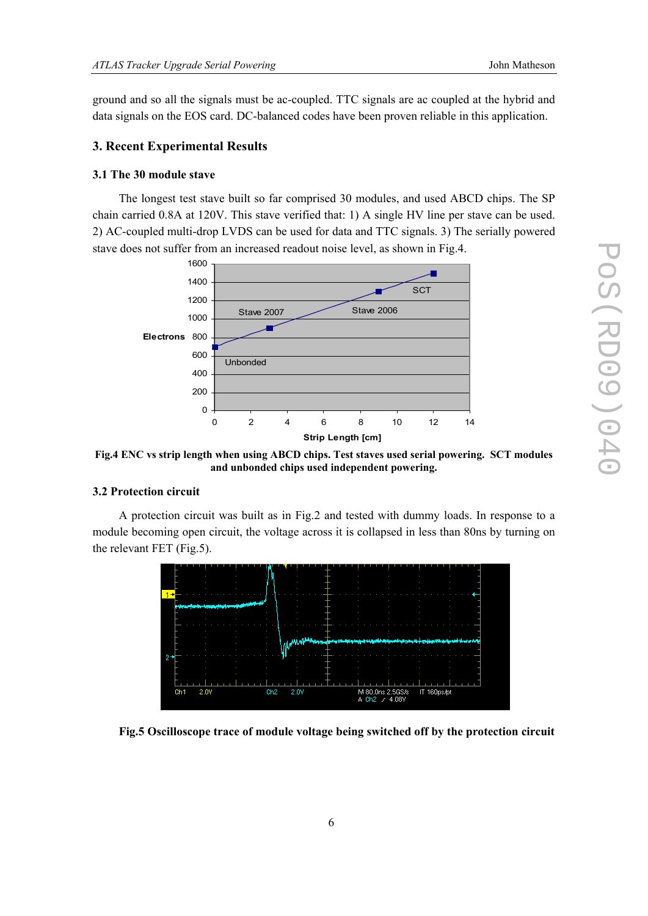ground and so all the signals must be ac-coupled. TTC signals are ac coupled at the hybrid and data signals on the EOS card. DC-balanced codes have been proven reliable in this application.

## 3. Recent Experimental Results

### 3.1 The 30 module stave

The longest test stave built so far comprised 30 modules, and used ABCD chips. The SP chain carried 0.8A at 120V. This stave verified that: 1) A single HV line per stave can be used. 2) AC-coupled multi-drop LVDS can be used for data and TTC signals. 3) The serially powered stave does not suffer from an increased readout noise level, as shown in Fig.4.

**Fig.4 ENC vs strip length when using ABCD chips. Test staves used serial powering. SCT modules and unbonded chips used independent powering.**

### 3.2 Protection circuit

A protection circuit was built as in Fig.2 and tested with dummy loads. In response to a module becoming open circuit, the voltage across it is collapsed in less than 80ns by turning on the relevant FET (Fig.5).

**Fig.5 Oscilloscope trace of module voltage being switched off by the protection circuit**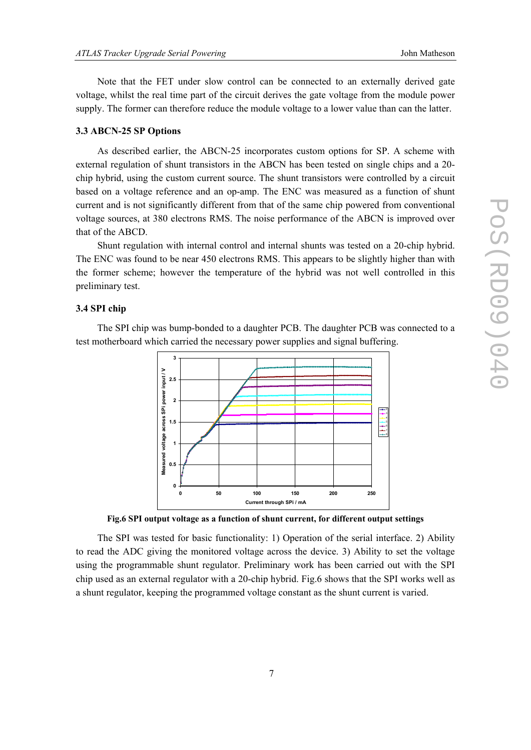Note that the FET under slow control can be connected to an externally derived gate voltage, whilst the real time part of the circuit derives the gate voltage from the module power supply. The former can therefore reduce the module voltage to a lower value than can the latter.

### 3.3 ABCN-25 SP Options

As described earlier, the ABCN-25 incorporates custom options for SP. A scheme with external regulation of shunt transistors in the ABCN has been tested on single chips and a 20-chip hybrid, using the custom current source. The shunt transistors were controlled by a circuit based on a voltage reference and an op-amp. The ENC was measured as a function of shunt current and is not significantly different from that of the same chip powered from conventional voltage sources, at 380 electrons RMS. The noise performance of the ABCN is improved over that of the ABCD.

Shunt regulation with internal control and internal shunts was tested on a 20-chip hybrid. The ENC was found to be near 450 electrons RMS. This appears to be slightly higher than with the former scheme; however the temperature of the hybrid was not well controlled in this preliminary test.

### 3.4 SPI chip

The SPI chip was bump-bonded to a daughter PCB. The daughter PCB was connected to a test motherboard which carried the necessary power supplies and signal buffering.

**Fig.6 SPI output voltage as a function of shunt current, for different output settings**

The SPI was tested for basic functionality: 1) Operation of the serial interface. 2) Ability to read the ADC giving the monitored voltage across the device. 3) Ability to set the voltage using the programmable shunt regulator. Preliminary work has been carried out with the SPI chip used as an external regulator with a 20-chip hybrid. Fig.6 shows that the SPI works well as a shunt regulator, keeping the programmed voltage constant as the shunt current is varied.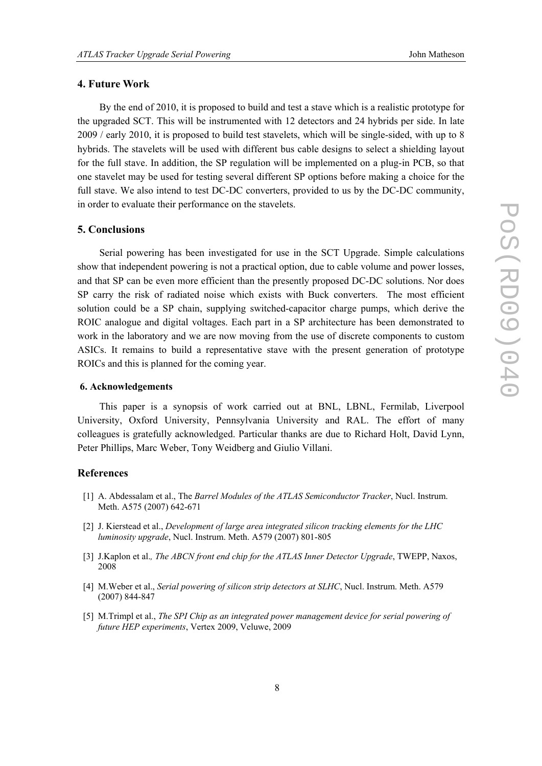## 4. Future Work

By the end of 2010, it is proposed to build and test a stave which is a realistic prototype for the upgraded SCT. This will be instrumented with 12 detectors and 24 hybrids per side. In late 2009 / early 2010, it is proposed to build test stavelets, which will be single-sided, with up to 8 hybrids. The stavelets will be used with different bus cable designs to select a shielding layout for the full stave. In addition, the SP regulation will be implemented on a plug-in PCB, so that one stavelet may be used for testing several different SP options before making a choice for the full stave. We also intend to test DC-DC converters, provided to us by the DC-DC community, in order to evaluate their performance on the stavelets.

## 5. Conclusions

Serial powering has been investigated for use in the SCT Upgrade. Simple calculations show that independent powering is not a practical option, due to cable volume and power losses, and that SP can be even more efficient than the presently proposed DC-DC solutions. Nor does SP carry the risk of radiated noise which exists with Buck converters. The most efficient solution could be a SP chain, supplying switched-capacitor charge pumps, which derive the ROIC analogue and digital voltages. Each part in a SP architecture has been demonstrated to work in the laboratory and we are now moving from the use of discrete components to custom ASICs. It remains to build a representative stave with the present generation of prototype ROICs and this is planned for the coming year.

### 6. Acknowledgements

This paper is a synopsis of work carried out at BNL, LBNL, Fermilab, Liverpool University, Oxford University, Pennsylvania University and RAL. The effort of many colleagues is gratefully acknowledged. Particular thanks are due to Richard Holt, David Lynn, Peter Phillips, Marc Weber, Tony Weidberg and Giulio Villani.

## References

[1] A. Abdessalam et al., The *Barrel Modules of the ATLAS Semiconductor Tracker*, Nucl. Instrum. Meth. A575 (2007) 642-671

[2] J. Kierstead et al., *Development of large area integrated silicon tracking elements for the LHC luminosity upgrade*, Nucl. Instrum. Meth. A579 (2007) 801-805

[3] J.Kaplon et al.*, The ABCN front end chip for the ATLAS Inner Detector Upgrade*, TWEPP, Naxos, 2008

[4] M.Weber et al., *Serial powering of silicon strip detectors at SLHC*, Nucl. Instrum. Meth. A579 (2007) 844-847

[5] M.Trimpl et al., *The SPI Chip as an integrated power management device for serial powering of future HEP experiments*, Vertex 2009, Veluwe, 2009